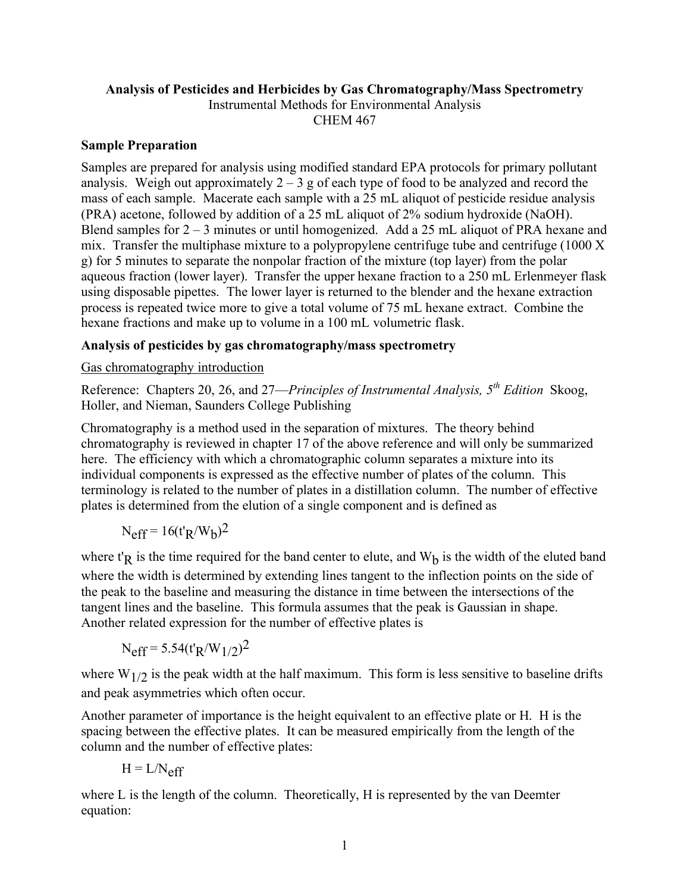# Analysis of Pesticides and Herbicides by Gas Chromatography/Mass Spectrometry

Instrumental Methods for Environmental Analysis

CHEM 467

## Sample Preparation

Samples are prepared for analysis using modified standard EPA protocols for primary pollutant analysis. Weigh out approximately 2 – 3 g of each type of food to be analyzed and record the mass of each sample. Macerate each sample with a 25 mL aliquot of pesticide residue analysis (PRA) acetone, followed by addition of a 25 mL aliquot of 2% sodium hydroxide (NaOH). Blend samples for 2 – 3 minutes or until homogenized. Add a 25 mL aliquot of PRA hexane and mix. Transfer the multiphase mixture to a polypropylene centrifuge tube and centrifuge (1000 X g) for 5 minutes to separate the nonpolar fraction of the mixture (top layer) from the polar aqueous fraction (lower layer). Transfer the upper hexane fraction to a 250 mL Erlenmeyer flask using disposable pipettes. The lower layer is returned to the blender and the hexane extraction process is repeated twice more to give a total volume of 75 mL hexane extract. Combine the hexane fractions and make up to volume in a 100 mL volumetric flask.

## Analysis of pesticides by gas chromatography/mass spectrometry

### Gas chromatography introduction

Reference: Chapters 20, 26, and 27—*Principles of Instrumental Analysis, 5th Edition* Skoog, Holler, and Nieman, Saunders College Publishing

Chromatography is a method used in the separation of mixtures. The theory behind chromatography is reviewed in chapter 17 of the above reference and will only be summarized here. The efficiency with which a chromatographic column separates a mixture into its individual components is expressed as the effective number of plates of the column. This terminology is related to the number of plates in a distillation column. The number of effective plates is determined from the elution of a single component and is defined as

$$N_{eff} = 16(t'_R/W_b)^2$$

where $t'_R$ is the time required for the band center to elute, and $W_b$ is the width of the eluted band where the width is determined by extending lines tangent to the inflection points on the side of the peak to the baseline and measuring the distance in time between the intersections of the tangent lines and the baseline. This formula assumes that the peak is Gaussian in shape. Another related expression for the number of effective plates is

$$N_{eff} = 5.54(t'_R/W_{1/2})^2$$

where $W_{1/2}$ is the peak width at the half maximum. This form is less sensitive to baseline drifts and peak asymmetries which often occur.

Another parameter of importance is the height equivalent to an effective plate or H. H is the spacing between the effective plates. It can be measured empirically from the length of the column and the number of effective plates:

$$H = L/N_{eff}$$

where L is the length of the column. Theoretically, H is represented by the van Deemter equation: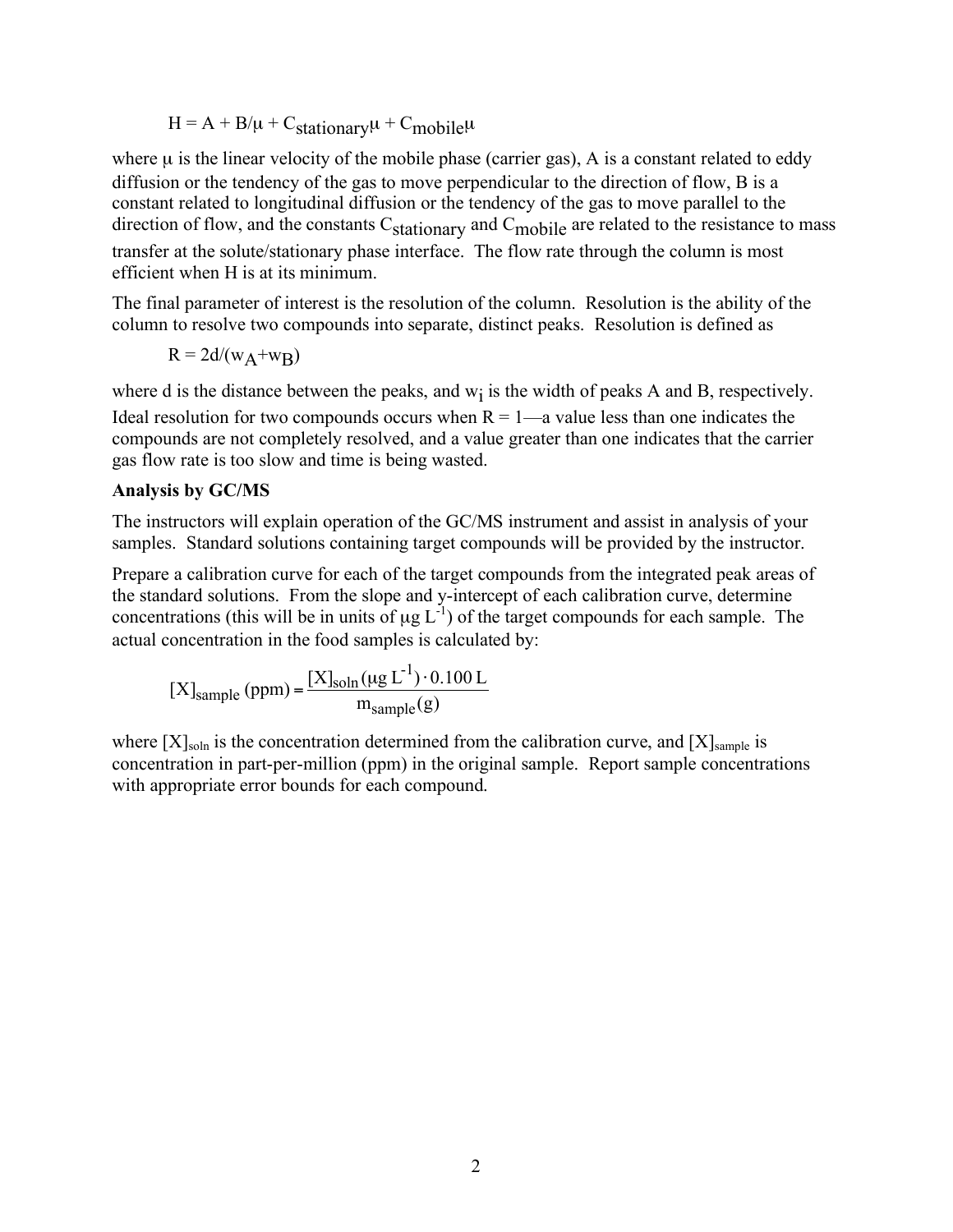$$H = A + B/\mu + C_{stationary}\mu + C_{mobile}\mu$$

where $\mu$ is the linear velocity of the mobile phase (carrier gas), A is a constant related to eddy diffusion or the tendency of the gas to move perpendicular to the direction of flow, B is a constant related to longitudinal diffusion or the tendency of the gas to move parallel to the direction of flow, and the constants $C_{stationary}$ and $C_{mobile}$ are related to the resistance to mass transfer at the solute/stationary phase interface. The flow rate through the column is most efficient when H is at its minimum.

The final parameter of interest is the resolution of the column. Resolution is the ability of the column to resolve two compounds into separate, distinct peaks. Resolution is defined as

$$R = 2d/(w_A+w_B)$$

where d is the distance between the peaks, and $w_i$ is the width of peaks A and B, respectively. Ideal resolution for two compounds occurs when $R = 1$—a value less than one indicates the compounds are not completely resolved, and a value greater than one indicates that the carrier gas flow rate is too slow and time is being wasted.

**Analysis by GC/MS**

The instructors will explain operation of the GC/MS instrument and assist in analysis of your samples. Standard solutions containing target compounds will be provided by the instructor.

Prepare a calibration curve for each of the target compounds from the integrated peak areas of the standard solutions. From the slope and y-intercept of each calibration curve, determine concentrations (this will be in units of $\mu g\ L^{-1}$) of the target compounds for each sample. The actual concentration in the food samples is calculated by:

$$[X]_{sample}\ (ppm) = \frac{[X]_{soln}\ (\mu g\ L^{-1}) \cdot 0.100\ L}{m_{sample}(g)}$$

where $[X]_{soln}$ is the concentration determined from the calibration curve, and $[X]_{sample}$ is concentration in part-per-million (ppm) in the original sample. Report sample concentrations with appropriate error bounds for each compound.